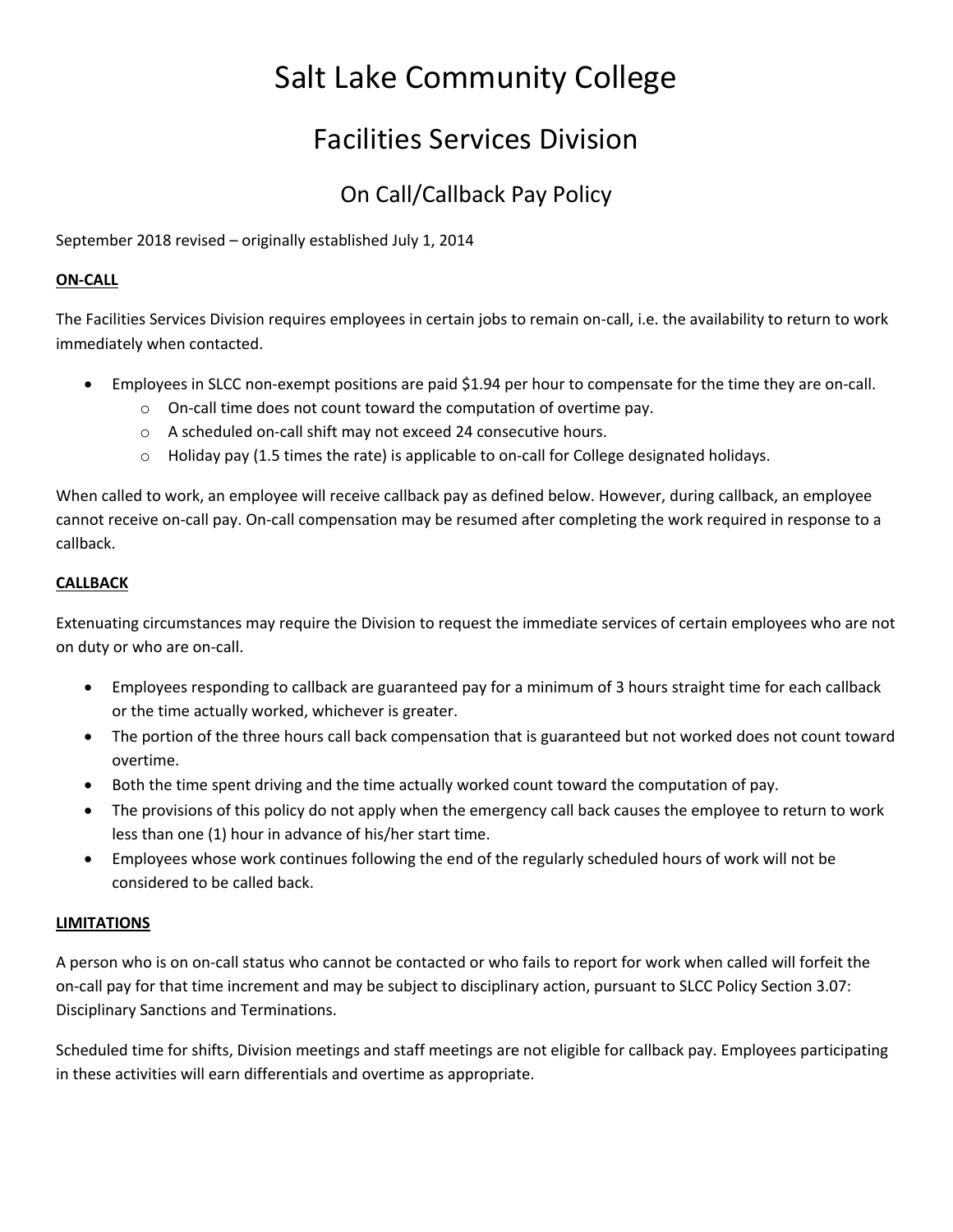# Salt Lake Community College

## Facilities Services Division

### On Call/Callback Pay Policy

September 2018 revised – originally established July 1, 2014

**ON-CALL**

The Facilities Services Division requires employees in certain jobs to remain on-call, i.e. the availability to return to work immediately when contacted.

- Employees in SLCC non-exempt positions are paid $1.94 per hour to compensate for the time they are on-call.
    - On-call time does not count toward the computation of overtime pay.
    - A scheduled on-call shift may not exceed 24 consecutive hours.
    - Holiday pay (1.5 times the rate) is applicable to on-call for College designated holidays.

When called to work, an employee will receive callback pay as defined below. However, during callback, an employee cannot receive on-call pay. On-call compensation may be resumed after completing the work required in response to a callback.

**CALLBACK**

Extenuating circumstances may require the Division to request the immediate services of certain employees who are not on duty or who are on-call.

- Employees responding to callback are guaranteed pay for a minimum of 3 hours straight time for each callback or the time actually worked, whichever is greater.
- The portion of the three hours call back compensation that is guaranteed but not worked does not count toward overtime.
- Both the time spent driving and the time actually worked count toward the computation of pay.
- The provisions of this policy do not apply when the emergency call back causes the employee to return to work less than one (1) hour in advance of his/her start time.
- Employees whose work continues following the end of the regularly scheduled hours of work will not be considered to be called back.

**LIMITATIONS**

A person who is on on-call status who cannot be contacted or who fails to report for work when called will forfeit the on-call pay for that time increment and may be subject to disciplinary action, pursuant to SLCC Policy Section 3.07: Disciplinary Sanctions and Terminations.

Scheduled time for shifts, Division meetings and staff meetings are not eligible for callback pay. Employees participating in these activities will earn differentials and overtime as appropriate.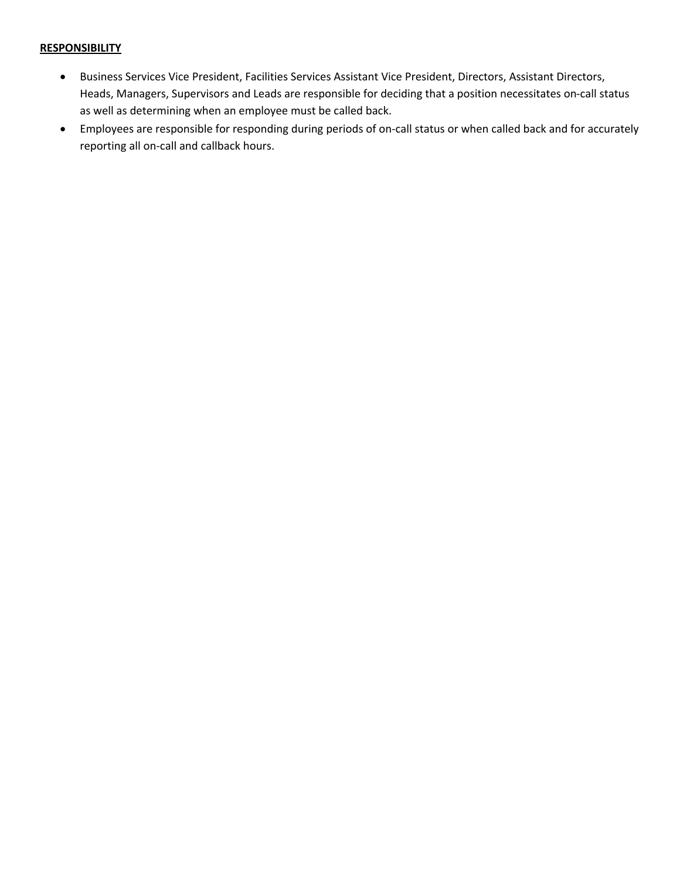**RESPONSIBILITY**

- Business Services Vice President, Facilities Services Assistant Vice President, Directors, Assistant Directors, Heads, Managers, Supervisors and Leads are responsible for deciding that a position necessitates on-call status as well as determining when an employee must be called back.
- Employees are responsible for responding during periods of on-call status or when called back and for accurately reporting all on-call and callback hours.